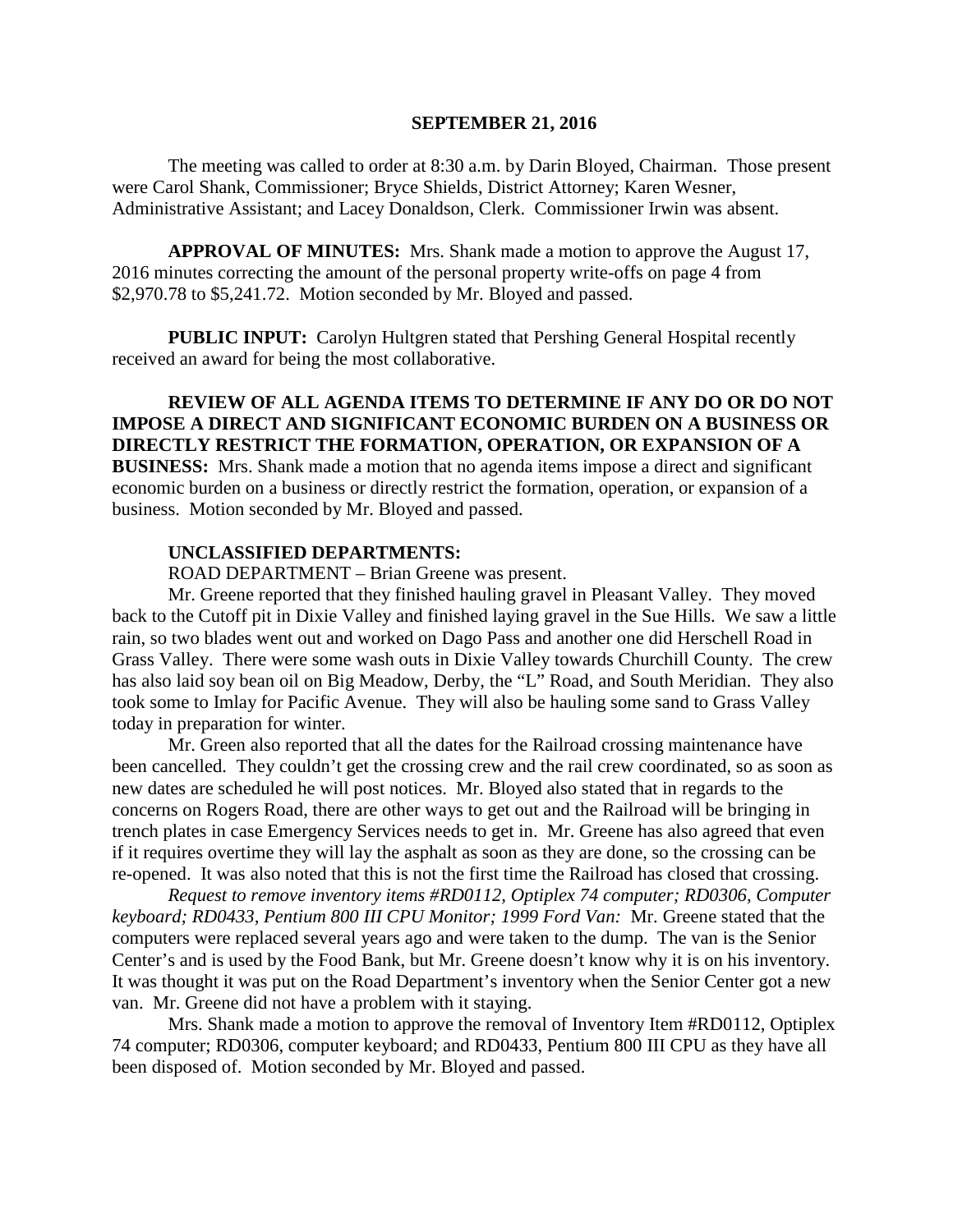**SEPTEMBER 21, 2016**

The meeting was called to order at 8:30 a.m. by Darin Bloyed, Chairman. Those present were Carol Shank, Commissioner; Bryce Shields, District Attorney; Karen Wesner, Administrative Assistant; and Lacey Donaldson, Clerk. Commissioner Irwin was absent.

**APPROVAL OF MINUTES:** Mrs. Shank made a motion to approve the August 17, 2016 minutes correcting the amount of the personal property write-offs on page 4 from $2,970.78 to $5,241.72. Motion seconded by Mr. Bloyed and passed.

**PUBLIC INPUT:** Carolyn Hultgren stated that Pershing General Hospital recently received an award for being the most collaborative.

**REVIEW OF ALL AGENDA ITEMS TO DETERMINE IF ANY DO OR DO NOT IMPOSE A DIRECT AND SIGNIFICANT ECONOMIC BURDEN ON A BUSINESS OR DIRECTLY RESTRICT THE FORMATION, OPERATION, OR EXPANSION OF A BUSINESS:** Mrs. Shank made a motion that no agenda items impose a direct and significant economic burden on a business or directly restrict the formation, operation, or expansion of a business. Motion seconded by Mr. Bloyed and passed.

**UNCLASSIFIED DEPARTMENTS:**

ROAD DEPARTMENT – Brian Greene was present.

Mr. Greene reported that they finished hauling gravel in Pleasant Valley. They moved back to the Cutoff pit in Dixie Valley and finished laying gravel in the Sue Hills. We saw a little rain, so two blades went out and worked on Dago Pass and another one did Herschell Road in Grass Valley. There were some wash outs in Dixie Valley towards Churchill County. The crew has also laid soy bean oil on Big Meadow, Derby, the "L" Road, and South Meridian. They also took some to Imlay for Pacific Avenue. They will also be hauling some sand to Grass Valley today in preparation for winter.

Mr. Green also reported that all the dates for the Railroad crossing maintenance have been cancelled. They couldn't get the crossing crew and the rail crew coordinated, so as soon as new dates are scheduled he will post notices. Mr. Bloyed also stated that in regards to the concerns on Rogers Road, there are other ways to get out and the Railroad will be bringing in trench plates in case Emergency Services needs to get in. Mr. Greene has also agreed that even if it requires overtime they will lay the asphalt as soon as they are done, so the crossing can be re-opened. It was also noted that this is not the first time the Railroad has closed that crossing.

*Request to remove inventory items #RD0112, Optiplex 74 computer; RD0306, Computer keyboard; RD0433, Pentium 800 III CPU Monitor; 1999 Ford Van:* Mr. Greene stated that the computers were replaced several years ago and were taken to the dump. The van is the Senior Center's and is used by the Food Bank, but Mr. Greene doesn't know why it is on his inventory. It was thought it was put on the Road Department's inventory when the Senior Center got a new van. Mr. Greene did not have a problem with it staying.

Mrs. Shank made a motion to approve the removal of Inventory Item #RD0112, Optiplex 74 computer; RD0306, computer keyboard; and RD0433, Pentium 800 III CPU as they have all been disposed of. Motion seconded by Mr. Bloyed and passed.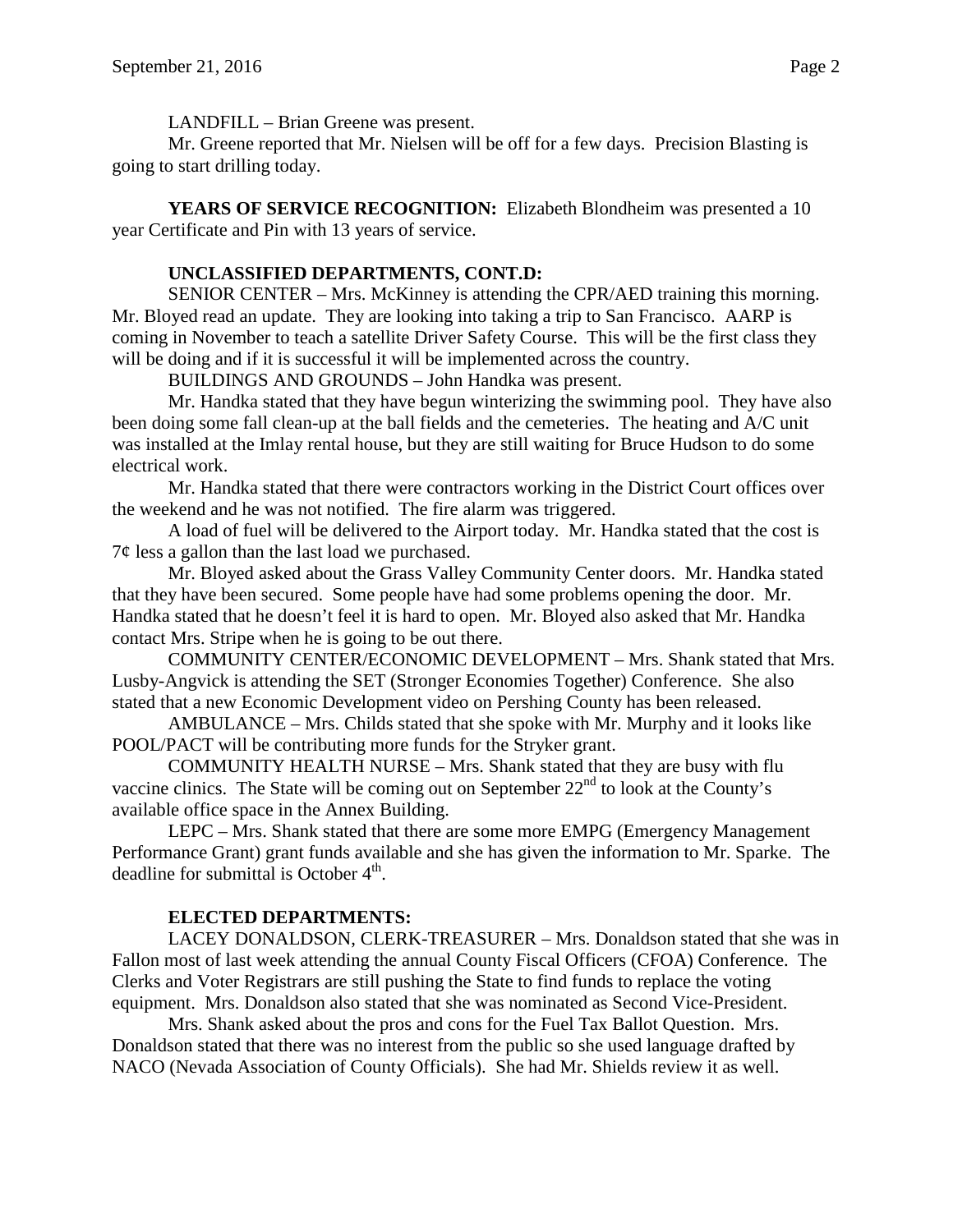LANDFILL – Brian Greene was present.

Mr. Greene reported that Mr. Nielsen will be off for a few days. Precision Blasting is going to start drilling today.

**YEARS OF SERVICE RECOGNITION:** Elizabeth Blondheim was presented a 10 year Certificate and Pin with 13 years of service.

**UNCLASSIFIED DEPARTMENTS, CONT.D:**

SENIOR CENTER – Mrs. McKinney is attending the CPR/AED training this morning. Mr. Bloyed read an update. They are looking into taking a trip to San Francisco. AARP is coming in November to teach a satellite Driver Safety Course. This will be the first class they will be doing and if it is successful it will be implemented across the country.

BUILDINGS AND GROUNDS – John Handka was present.

Mr. Handka stated that they have begun winterizing the swimming pool. They have also been doing some fall clean-up at the ball fields and the cemeteries. The heating and A/C unit was installed at the Imlay rental house, but they are still waiting for Bruce Hudson to do some electrical work.

Mr. Handka stated that there were contractors working in the District Court offices over the weekend and he was not notified. The fire alarm was triggered.

A load of fuel will be delivered to the Airport today. Mr. Handka stated that the cost is 7¢ less a gallon than the last load we purchased.

Mr. Bloyed asked about the Grass Valley Community Center doors. Mr. Handka stated that they have been secured. Some people have had some problems opening the door. Mr. Handka stated that he doesn't feel it is hard to open. Mr. Bloyed also asked that Mr. Handka contact Mrs. Stripe when he is going to be out there.

COMMUNITY CENTER/ECONOMIC DEVELOPMENT – Mrs. Shank stated that Mrs. Lusby-Angvick is attending the SET (Stronger Economies Together) Conference. She also stated that a new Economic Development video on Pershing County has been released.

AMBULANCE – Mrs. Childs stated that she spoke with Mr. Murphy and it looks like POOL/PACT will be contributing more funds for the Stryker grant.

COMMUNITY HEALTH NURSE – Mrs. Shank stated that they are busy with flu vaccine clinics. The State will be coming out on September 22nd to look at the County's available office space in the Annex Building.

LEPC – Mrs. Shank stated that there are some more EMPG (Emergency Management Performance Grant) grant funds available and she has given the information to Mr. Sparke. The deadline for submittal is October 4th.

**ELECTED DEPARTMENTS:**

LACEY DONALDSON, CLERK-TREASURER – Mrs. Donaldson stated that she was in Fallon most of last week attending the annual County Fiscal Officers (CFOA) Conference. The Clerks and Voter Registrars are still pushing the State to find funds to replace the voting equipment. Mrs. Donaldson also stated that she was nominated as Second Vice-President.

Mrs. Shank asked about the pros and cons for the Fuel Tax Ballot Question. Mrs. Donaldson stated that there was no interest from the public so she used language drafted by NACO (Nevada Association of County Officials). She had Mr. Shields review it as well.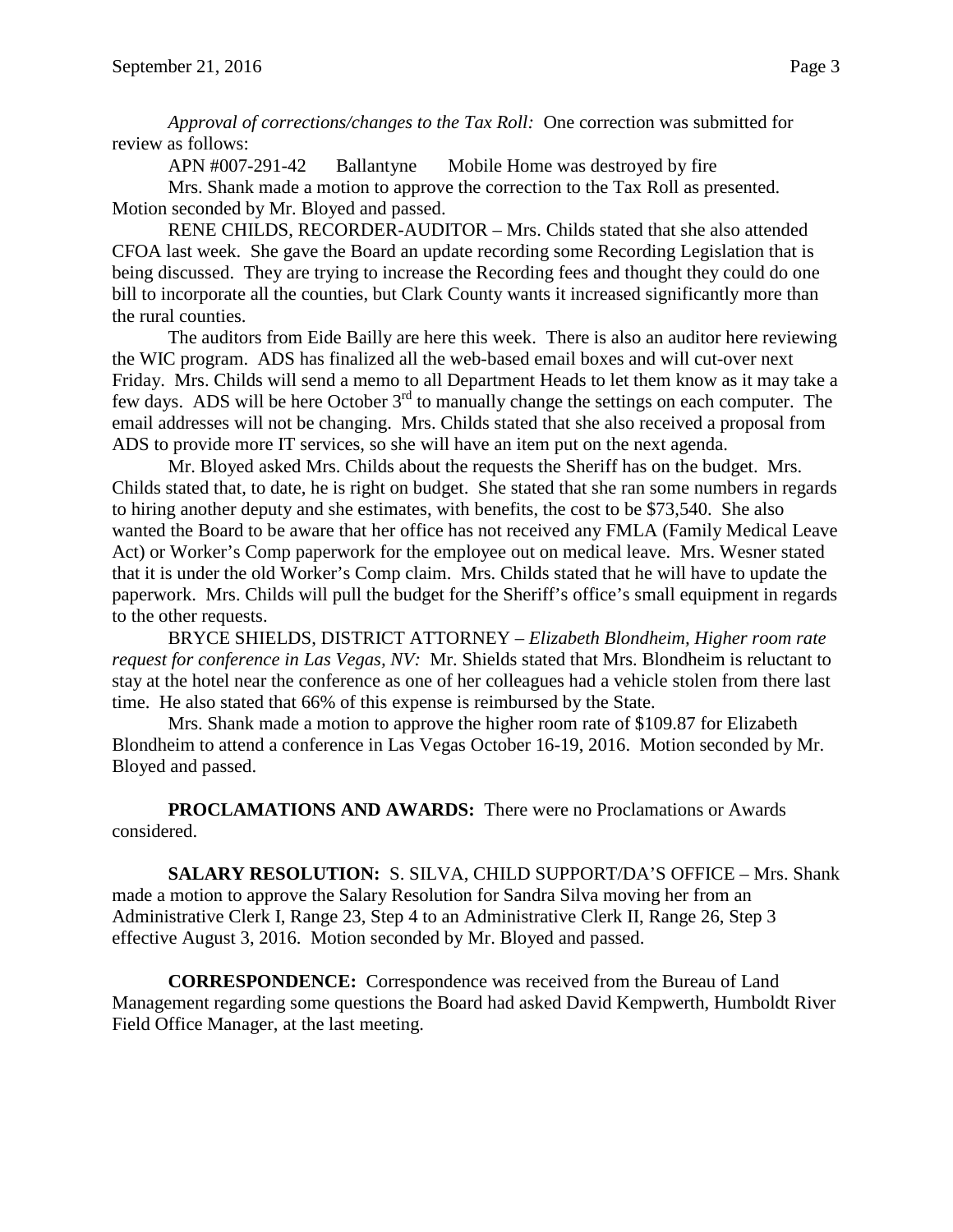*Approval of corrections/changes to the Tax Roll:* One correction was submitted for review as follows:

APN #007-291-42 Ballantyne Mobile Home was destroyed by fire

Mrs. Shank made a motion to approve the correction to the Tax Roll as presented. Motion seconded by Mr. Bloyed and passed.

RENE CHILDS, RECORDER-AUDITOR – Mrs. Childs stated that she also attended CFOA last week. She gave the Board an update recording some Recording Legislation that is being discussed. They are trying to increase the Recording fees and thought they could do one bill to incorporate all the counties, but Clark County wants it increased significantly more than the rural counties.

The auditors from Eide Bailly are here this week. There is also an auditor here reviewing the WIC program. ADS has finalized all the web-based email boxes and will cut-over next Friday. Mrs. Childs will send a memo to all Department Heads to let them know as it may take a few days. ADS will be here October 3rd to manually change the settings on each computer. The email addresses will not be changing. Mrs. Childs stated that she also received a proposal from ADS to provide more IT services, so she will have an item put on the next agenda.

Mr. Bloyed asked Mrs. Childs about the requests the Sheriff has on the budget. Mrs. Childs stated that, to date, he is right on budget. She stated that she ran some numbers in regards to hiring another deputy and she estimates, with benefits, the cost to be $73,540. She also wanted the Board to be aware that her office has not received any FMLA (Family Medical Leave Act) or Worker's Comp paperwork for the employee out on medical leave. Mrs. Wesner stated that it is under the old Worker's Comp claim. Mrs. Childs stated that he will have to update the paperwork. Mrs. Childs will pull the budget for the Sheriff's office's small equipment in regards to the other requests.

BRYCE SHIELDS, DISTRICT ATTORNEY – *Elizabeth Blondheim, Higher room rate request for conference in Las Vegas, NV:* Mr. Shields stated that Mrs. Blondheim is reluctant to stay at the hotel near the conference as one of her colleagues had a vehicle stolen from there last time. He also stated that 66% of this expense is reimbursed by the State.

Mrs. Shank made a motion to approve the higher room rate of $109.87 for Elizabeth Blondheim to attend a conference in Las Vegas October 16-19, 2016. Motion seconded by Mr. Bloyed and passed.

**PROCLAMATIONS AND AWARDS:** There were no Proclamations or Awards considered.

**SALARY RESOLUTION:** S. SILVA, CHILD SUPPORT/DA'S OFFICE – Mrs. Shank made a motion to approve the Salary Resolution for Sandra Silva moving her from an Administrative Clerk I, Range 23, Step 4 to an Administrative Clerk II, Range 26, Step 3 effective August 3, 2016. Motion seconded by Mr. Bloyed and passed.

**CORRESPONDENCE:** Correspondence was received from the Bureau of Land Management regarding some questions the Board had asked David Kempwerth, Humboldt River Field Office Manager, at the last meeting.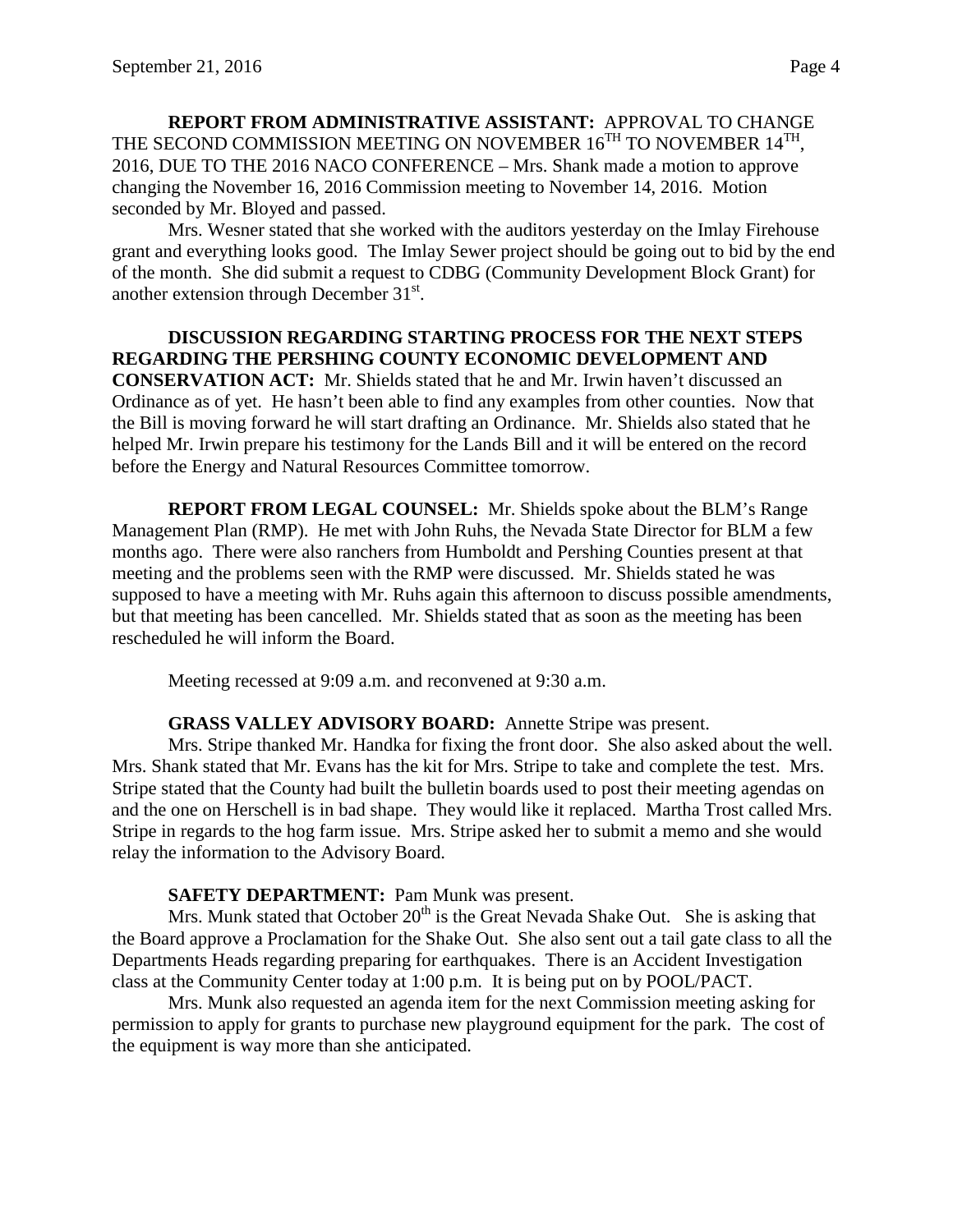**REPORT FROM ADMINISTRATIVE ASSISTANT:** APPROVAL TO CHANGE THE SECOND COMMISSION MEETING ON NOVEMBER 16$^{TH}$ TO NOVEMBER 14$^{TH}$, 2016, DUE TO THE 2016 NACO CONFERENCE – Mrs. Shank made a motion to approve changing the November 16, 2016 Commission meeting to November 14, 2016. Motion seconded by Mr. Bloyed and passed.

Mrs. Wesner stated that she worked with the auditors yesterday on the Imlay Firehouse grant and everything looks good. The Imlay Sewer project should be going out to bid by the end of the month. She did submit a request to CDBG (Community Development Block Grant) for another extension through December 31$^{st}$.

**DISCUSSION REGARDING STARTING PROCESS FOR THE NEXT STEPS REGARDING THE PERSHING COUNTY ECONOMIC DEVELOPMENT AND CONSERVATION ACT:** Mr. Shields stated that he and Mr. Irwin haven't discussed an Ordinance as of yet. He hasn't been able to find any examples from other counties. Now that the Bill is moving forward he will start drafting an Ordinance. Mr. Shields also stated that he helped Mr. Irwin prepare his testimony for the Lands Bill and it will be entered on the record before the Energy and Natural Resources Committee tomorrow.

**REPORT FROM LEGAL COUNSEL:** Mr. Shields spoke about the BLM's Range Management Plan (RMP). He met with John Ruhs, the Nevada State Director for BLM a few months ago. There were also ranchers from Humboldt and Pershing Counties present at that meeting and the problems seen with the RMP were discussed. Mr. Shields stated he was supposed to have a meeting with Mr. Ruhs again this afternoon to discuss possible amendments, but that meeting has been cancelled. Mr. Shields stated that as soon as the meeting has been rescheduled he will inform the Board.

Meeting recessed at 9:09 a.m. and reconvened at 9:30 a.m.

**GRASS VALLEY ADVISORY BOARD:** Annette Stripe was present.

Mrs. Stripe thanked Mr. Handka for fixing the front door. She also asked about the well. Mrs. Shank stated that Mr. Evans has the kit for Mrs. Stripe to take and complete the test. Mrs. Stripe stated that the County had built the bulletin boards used to post their meeting agendas on and the one on Herschell is in bad shape. They would like it replaced. Martha Trost called Mrs. Stripe in regards to the hog farm issue. Mrs. Stripe asked her to submit a memo and she would relay the information to the Advisory Board.

**SAFETY DEPARTMENT:** Pam Munk was present.

Mrs. Munk stated that October 20$^{th}$ is the Great Nevada Shake Out. She is asking that the Board approve a Proclamation for the Shake Out. She also sent out a tail gate class to all the Departments Heads regarding preparing for earthquakes. There is an Accident Investigation class at the Community Center today at 1:00 p.m. It is being put on by POOL/PACT.

Mrs. Munk also requested an agenda item for the next Commission meeting asking for permission to apply for grants to purchase new playground equipment for the park. The cost of the equipment is way more than she anticipated.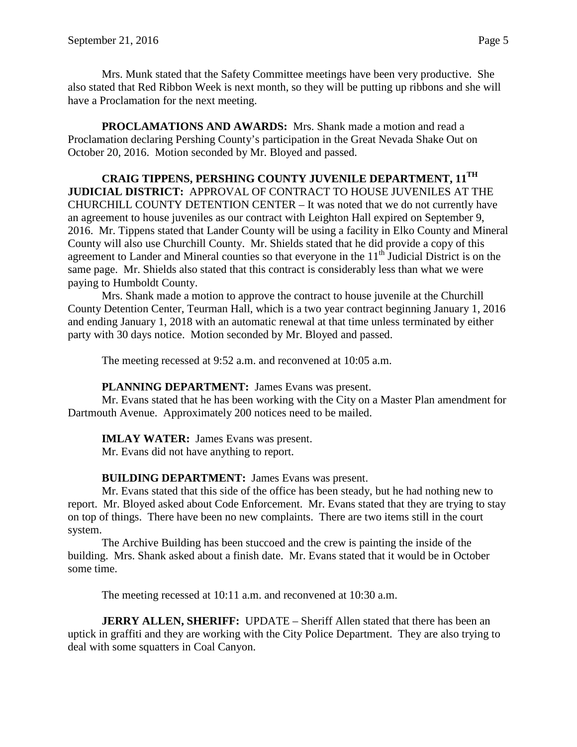Mrs. Munk stated that the Safety Committee meetings have been very productive. She also stated that Red Ribbon Week is next month, so they will be putting up ribbons and she will have a Proclamation for the next meeting.

**PROCLAMATIONS AND AWARDS:** Mrs. Shank made a motion and read a Proclamation declaring Pershing County's participation in the Great Nevada Shake Out on October 20, 2016. Motion seconded by Mr. Bloyed and passed.

**CRAIG TIPPENS, PERSHING COUNTY JUVENILE DEPARTMENT, 11TH JUDICIAL DISTRICT:** APPROVAL OF CONTRACT TO HOUSE JUVENILES AT THE CHURCHILL COUNTY DETENTION CENTER – It was noted that we do not currently have an agreement to house juveniles as our contract with Leighton Hall expired on September 9, 2016. Mr. Tippens stated that Lander County will be using a facility in Elko County and Mineral County will also use Churchill County. Mr. Shields stated that he did provide a copy of this agreement to Lander and Mineral counties so that everyone in the 11th Judicial District is on the same page. Mr. Shields also stated that this contract is considerably less than what we were paying to Humboldt County.

Mrs. Shank made a motion to approve the contract to house juvenile at the Churchill County Detention Center, Teurman Hall, which is a two year contract beginning January 1, 2016 and ending January 1, 2018 with an automatic renewal at that time unless terminated by either party with 30 days notice. Motion seconded by Mr. Bloyed and passed.

The meeting recessed at 9:52 a.m. and reconvened at 10:05 a.m.

**PLANNING DEPARTMENT:** James Evans was present.

Mr. Evans stated that he has been working with the City on a Master Plan amendment for Dartmouth Avenue. Approximately 200 notices need to be mailed.

**IMLAY WATER:** James Evans was present.

Mr. Evans did not have anything to report.

**BUILDING DEPARTMENT:** James Evans was present.

Mr. Evans stated that this side of the office has been steady, but he had nothing new to report. Mr. Bloyed asked about Code Enforcement. Mr. Evans stated that they are trying to stay on top of things. There have been no new complaints. There are two items still in the court system.

The Archive Building has been stuccoed and the crew is painting the inside of the building. Mrs. Shank asked about a finish date. Mr. Evans stated that it would be in October some time.

The meeting recessed at 10:11 a.m. and reconvened at 10:30 a.m.

**JERRY ALLEN, SHERIFF:** UPDATE – Sheriff Allen stated that there has been an uptick in graffiti and they are working with the City Police Department. They are also trying to deal with some squatters in Coal Canyon.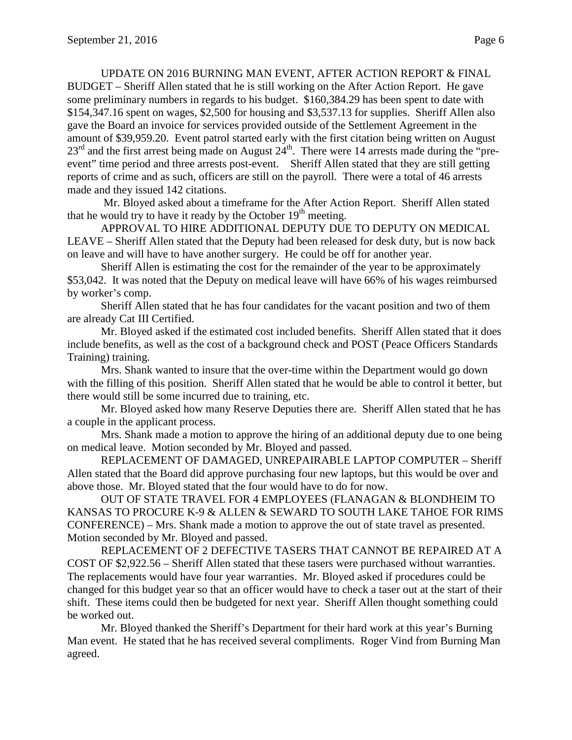UPDATE ON 2016 BURNING MAN EVENT, AFTER ACTION REPORT & FINAL BUDGET – Sheriff Allen stated that he is still working on the After Action Report. He gave some preliminary numbers in regards to his budget. $160,384.29 has been spent to date with $154,347.16 spent on wages, $2,500 for housing and $3,537.13 for supplies. Sheriff Allen also gave the Board an invoice for services provided outside of the Settlement Agreement in the amount of $39,959.20. Event patrol started early with the first citation being written on August 23rd and the first arrest being made on August 24th. There were 14 arrests made during the "pre-event" time period and three arrests post-event. Sheriff Allen stated that they are still getting reports of crime and as such, officers are still on the payroll. There were a total of 46 arrests made and they issued 142 citations.

Mr. Bloyed asked about a timeframe for the After Action Report. Sheriff Allen stated that he would try to have it ready by the October 19th meeting.

APPROVAL TO HIRE ADDITIONAL DEPUTY DUE TO DEPUTY ON MEDICAL LEAVE – Sheriff Allen stated that the Deputy had been released for desk duty, but is now back on leave and will have to have another surgery. He could be off for another year.

Sheriff Allen is estimating the cost for the remainder of the year to be approximately $53,042. It was noted that the Deputy on medical leave will have 66% of his wages reimbursed by worker's comp.

Sheriff Allen stated that he has four candidates for the vacant position and two of them are already Cat III Certified.

Mr. Bloyed asked if the estimated cost included benefits. Sheriff Allen stated that it does include benefits, as well as the cost of a background check and POST (Peace Officers Standards Training) training.

Mrs. Shank wanted to insure that the over-time within the Department would go down with the filling of this position. Sheriff Allen stated that he would be able to control it better, but there would still be some incurred due to training, etc.

Mr. Bloyed asked how many Reserve Deputies there are. Sheriff Allen stated that he has a couple in the applicant process.

Mrs. Shank made a motion to approve the hiring of an additional deputy due to one being on medical leave. Motion seconded by Mr. Bloyed and passed.

REPLACEMENT OF DAMAGED, UNREPAIRABLE LAPTOP COMPUTER – Sheriff Allen stated that the Board did approve purchasing four new laptops, but this would be over and above those. Mr. Bloyed stated that the four would have to do for now.

OUT OF STATE TRAVEL FOR 4 EMPLOYEES (FLANAGAN & BLONDHEIM TO KANSAS TO PROCURE K-9 & ALLEN & SEWARD TO SOUTH LAKE TAHOE FOR RIMS CONFERENCE) – Mrs. Shank made a motion to approve the out of state travel as presented. Motion seconded by Mr. Bloyed and passed.

REPLACEMENT OF 2 DEFECTIVE TASERS THAT CANNOT BE REPAIRED AT A COST OF $2,922.56 – Sheriff Allen stated that these tasers were purchased without warranties. The replacements would have four year warranties. Mr. Bloyed asked if procedures could be changed for this budget year so that an officer would have to check a taser out at the start of their shift. These items could then be budgeted for next year. Sheriff Allen thought something could be worked out.

Mr. Bloyed thanked the Sheriff's Department for their hard work at this year's Burning Man event. He stated that he has received several compliments. Roger Vind from Burning Man agreed.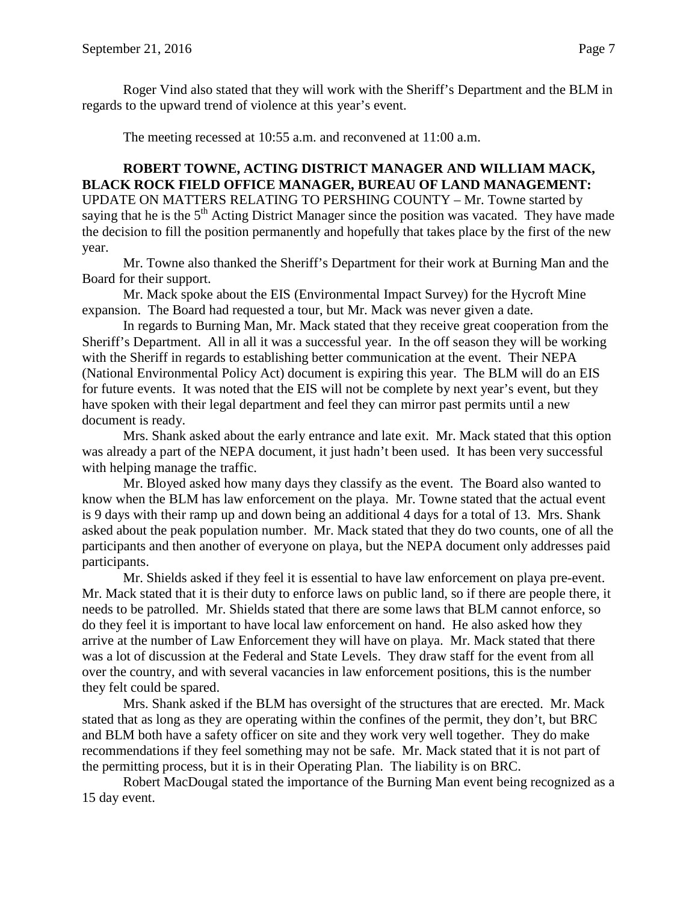Roger Vind also stated that they will work with the Sheriff's Department and the BLM in regards to the upward trend of violence at this year's event.

The meeting recessed at 10:55 a.m. and reconvened at 11:00 a.m.

**ROBERT TOWNE, ACTING DISTRICT MANAGER AND WILLIAM MACK, BLACK ROCK FIELD OFFICE MANAGER, BUREAU OF LAND MANAGEMENT:** UPDATE ON MATTERS RELATING TO PERSHING COUNTY – Mr. Towne started by saying that he is the 5th Acting District Manager since the position was vacated. They have made the decision to fill the position permanently and hopefully that takes place by the first of the new year.

Mr. Towne also thanked the Sheriff's Department for their work at Burning Man and the Board for their support.

Mr. Mack spoke about the EIS (Environmental Impact Survey) for the Hycroft Mine expansion. The Board had requested a tour, but Mr. Mack was never given a date.

In regards to Burning Man, Mr. Mack stated that they receive great cooperation from the Sheriff's Department. All in all it was a successful year. In the off season they will be working with the Sheriff in regards to establishing better communication at the event. Their NEPA (National Environmental Policy Act) document is expiring this year. The BLM will do an EIS for future events. It was noted that the EIS will not be complete by next year's event, but they have spoken with their legal department and feel they can mirror past permits until a new document is ready.

Mrs. Shank asked about the early entrance and late exit. Mr. Mack stated that this option was already a part of the NEPA document, it just hadn't been used. It has been very successful with helping manage the traffic.

Mr. Bloyed asked how many days they classify as the event. The Board also wanted to know when the BLM has law enforcement on the playa. Mr. Towne stated that the actual event is 9 days with their ramp up and down being an additional 4 days for a total of 13. Mrs. Shank asked about the peak population number. Mr. Mack stated that they do two counts, one of all the participants and then another of everyone on playa, but the NEPA document only addresses paid participants.

Mr. Shields asked if they feel it is essential to have law enforcement on playa pre-event. Mr. Mack stated that it is their duty to enforce laws on public land, so if there are people there, it needs to be patrolled. Mr. Shields stated that there are some laws that BLM cannot enforce, so do they feel it is important to have local law enforcement on hand. He also asked how they arrive at the number of Law Enforcement they will have on playa. Mr. Mack stated that there was a lot of discussion at the Federal and State Levels. They draw staff for the event from all over the country, and with several vacancies in law enforcement positions, this is the number they felt could be spared.

Mrs. Shank asked if the BLM has oversight of the structures that are erected. Mr. Mack stated that as long as they are operating within the confines of the permit, they don't, but BRC and BLM both have a safety officer on site and they work very well together. They do make recommendations if they feel something may not be safe. Mr. Mack stated that it is not part of the permitting process, but it is in their Operating Plan. The liability is on BRC.

Robert MacDougal stated the importance of the Burning Man event being recognized as a 15 day event.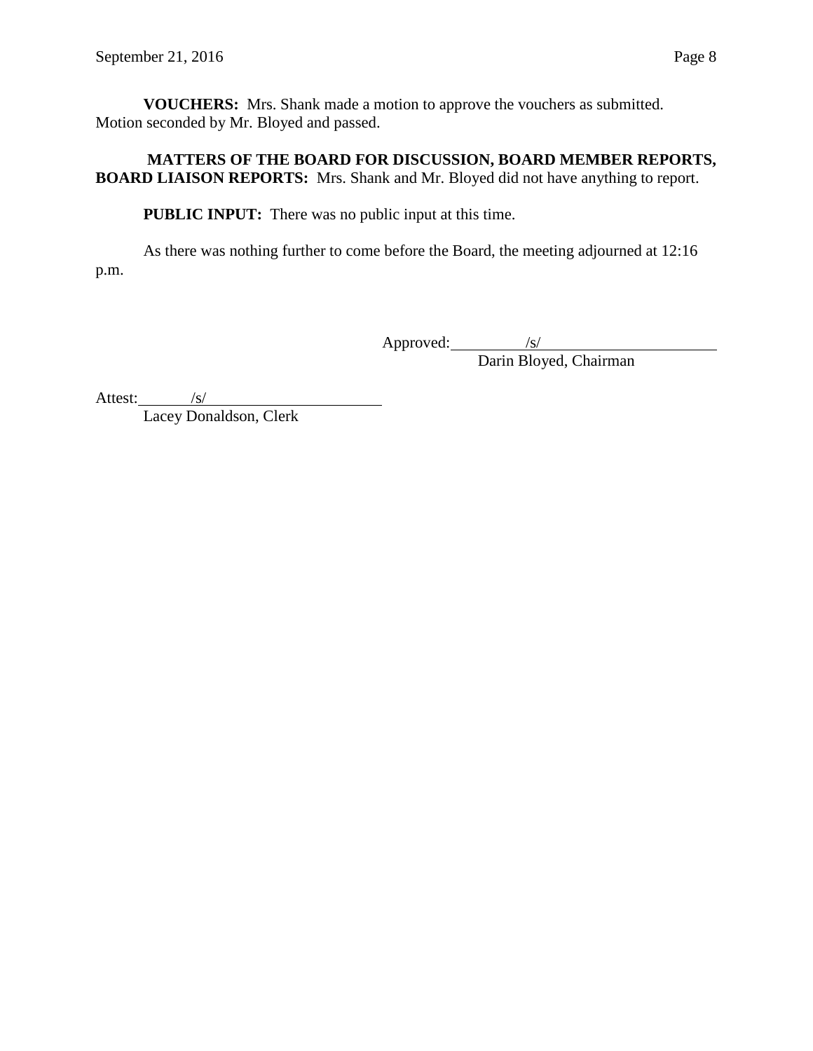**VOUCHERS:** Mrs. Shank made a motion to approve the vouchers as submitted. Motion seconded by Mr. Bloyed and passed.

**MATTERS OF THE BOARD FOR DISCUSSION, BOARD MEMBER REPORTS, BOARD LIAISON REPORTS:** Mrs. Shank and Mr. Bloyed did not have anything to report.

**PUBLIC INPUT:** There was no public input at this time.

As there was nothing further to come before the Board, the meeting adjourned at 12:16 p.m.

Approved: /s/
Darin Bloyed, Chairman

Attest: /s/
Lacey Donaldson, Clerk